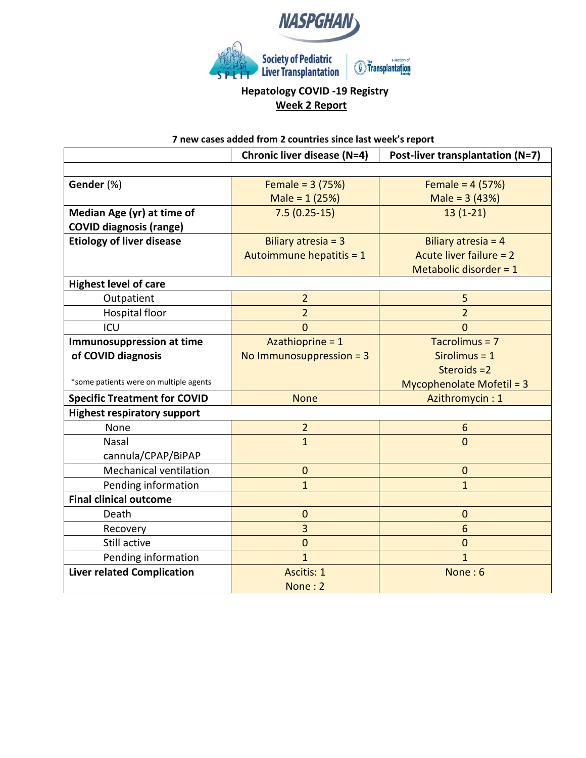NASPGHAN

Society of Pediatric Liver Transplantation — a section of The Transplantation Society

# Hepatology COVID -19 Registry

## Week 2 Report

**7 new cases added from 2 countries since last week's report**

| | Chronic liver disease (N=4) | Post-liver transplantation (N=7) |
|---|---|---|
| | | |
| **Gender** (%) | Female = 3 (75%)<br>Male = 1 (25%) | Female = 4 (57%)<br>Male = 3 (43%) |
| **Median Age (yr) at time of COVID diagnosis (range)** | 7.5 (0.25-15) | 13 (1-21) |
| **Etiology of liver disease** | Biliary atresia = 3<br>Autoimmune hepatitis = 1 | Biliary atresia = 4<br>Acute liver failure = 2<br>Metabolic disorder = 1 |
| **Highest level of care** | | |
| Outpatient | 2 | 5 |
| Hospital floor | 2 | 2 |
| ICU | 0 | 0 |
| **Immunosuppression at time of COVID diagnosis**<br>*some patients were on multiple agents | Azathioprine = 1<br>No Immunosuppression = 3 | Tacrolimus = 7<br>Sirolimus = 1<br>Steroids =2<br>Mycophenolate Mofetil = 3 |
| **Specific Treatment for COVID** | None | Azithromycin : 1 |
| **Highest respiratory support** | | |
| None | 2 | 6 |
| Nasal cannula/CPAP/BiPAP | 1 | 0 |
| Mechanical ventilation | 0 | 0 |
| Pending information | 1 | 1 |
| **Final clinical outcome** | | |
| Death | 0 | 0 |
| Recovery | 3 | 6 |
| Still active | 0 | 0 |
| Pending information | 1 | 1 |
| **Liver related Complication** | Ascitis: 1<br>None : 2 | None : 6 |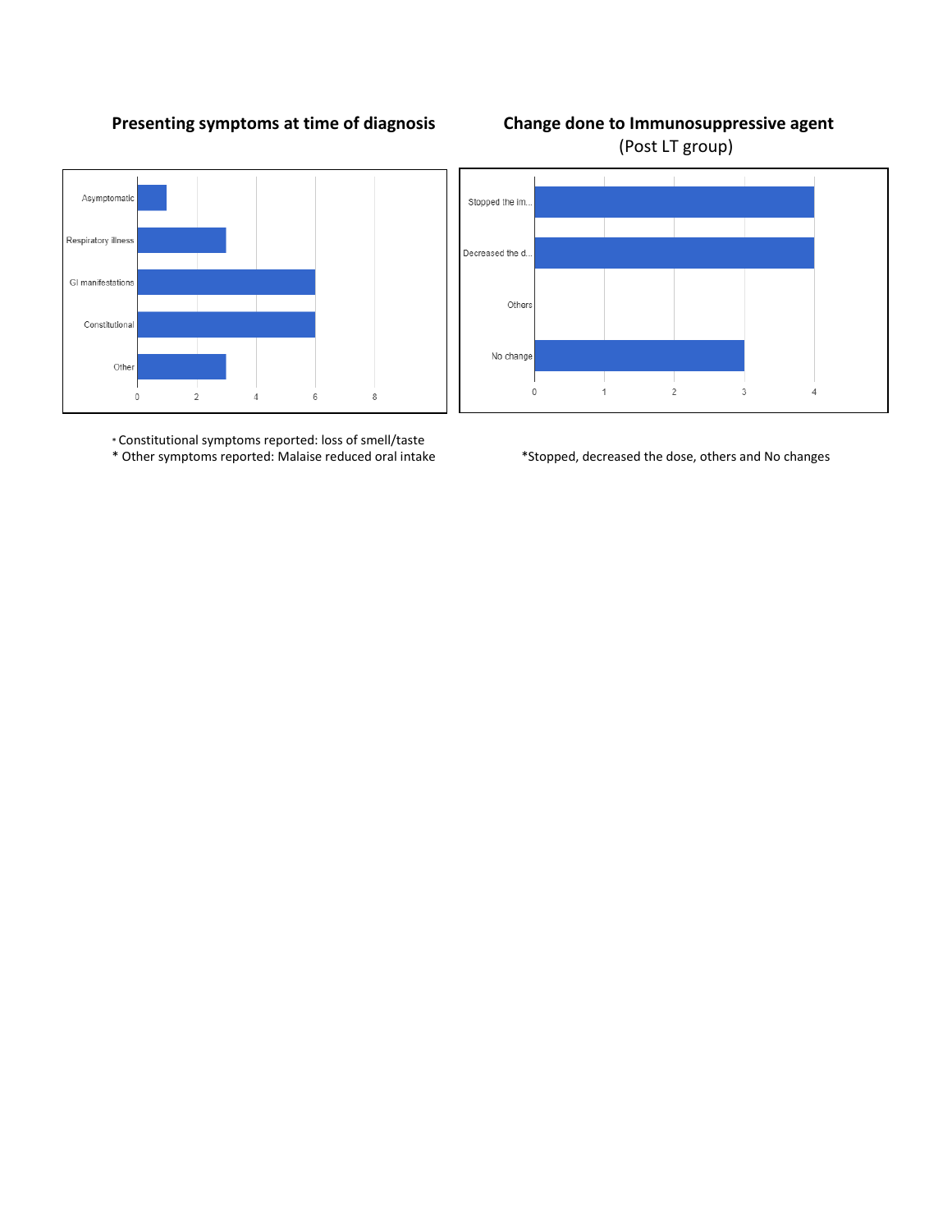**Presenting symptoms at time of diagnosis**

Asymptomatic

Respiratory illness

GI manifestations

Constitutional

Other

0 2 4 6 8

* Constitutional symptoms reported: loss of smell/taste
* Other symptoms reported: Malaise reduced oral intake

**Change done to Immunosuppressive agent**

(Post LT group)

Stopped the im...

Decreased the d...

Others

No change

0 1 2 3 4

*Stopped, decreased the dose, others and No changes